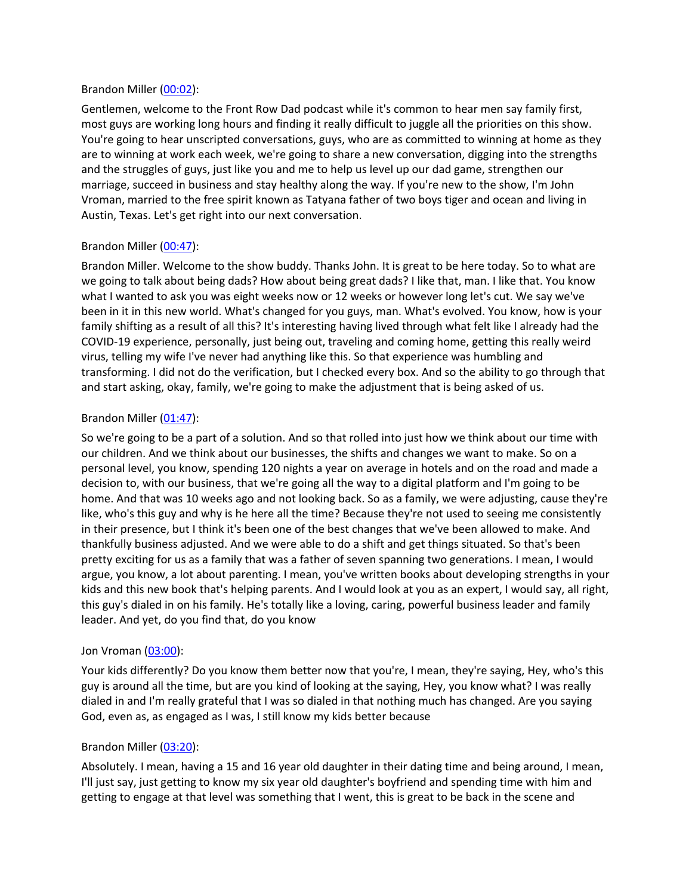Brandon Miller ([00:02](#)):

Gentlemen, welcome to the Front Row Dad podcast while it's common to hear men say family first, most guys are working long hours and finding it really difficult to juggle all the priorities on this show. You're going to hear unscripted conversations, guys, who are as committed to winning at home as they are to winning at work each week, we're going to share a new conversation, digging into the strengths and the struggles of guys, just like you and me to help us level up our dad game, strengthen our marriage, succeed in business and stay healthy along the way. If you're new to the show, I'm John Vroman, married to the free spirit known as Tatyana father of two boys tiger and ocean and living in Austin, Texas. Let's get right into our next conversation.

Brandon Miller ([00:47](#)):

Brandon Miller. Welcome to the show buddy. Thanks John. It is great to be here today. So to what are we going to talk about being dads? How about being great dads? I like that, man. I like that. You know what I wanted to ask you was eight weeks now or 12 weeks or however long let's cut. We say we've been in it in this new world. What's changed for you guys, man. What's evolved. You know, how is your family shifting as a result of all this? It's interesting having lived through what felt like I already had the COVID-19 experience, personally, just being out, traveling and coming home, getting this really weird virus, telling my wife I've never had anything like this. So that experience was humbling and transforming. I did not do the verification, but I checked every box. And so the ability to go through that and start asking, okay, family, we're going to make the adjustment that is being asked of us.

Brandon Miller ([01:47](#)):

So we're going to be a part of a solution. And so that rolled into just how we think about our time with our children. And we think about our businesses, the shifts and changes we want to make. So on a personal level, you know, spending 120 nights a year on average in hotels and on the road and made a decision to, with our business, that we're going all the way to a digital platform and I'm going to be home. And that was 10 weeks ago and not looking back. So as a family, we were adjusting, cause they're like, who's this guy and why is he here all the time? Because they're not used to seeing me consistently in their presence, but I think it's been one of the best changes that we've been allowed to make. And thankfully business adjusted. And we were able to do a shift and get things situated. So that's been pretty exciting for us as a family that was a father of seven spanning two generations. I mean, I would argue, you know, a lot about parenting. I mean, you've written books about developing strengths in your kids and this new book that's helping parents. And I would look at you as an expert, I would say, all right, this guy's dialed in on his family. He's totally like a loving, caring, powerful business leader and family leader. And yet, do you find that, do you know

Jon Vroman ([03:00](#)):

Your kids differently? Do you know them better now that you're, I mean, they're saying, Hey, who's this guy is around all the time, but are you kind of looking at the saying, Hey, you know what? I was really dialed in and I'm really grateful that I was so dialed in that nothing much has changed. Are you saying God, even as, as engaged as I was, I still know my kids better because

Brandon Miller ([03:20](#)):

Absolutely. I mean, having a 15 and 16 year old daughter in their dating time and being around, I mean, I'll just say, just getting to know my six year old daughter's boyfriend and spending time with him and getting to engage at that level was something that I went, this is great to be back in the scene and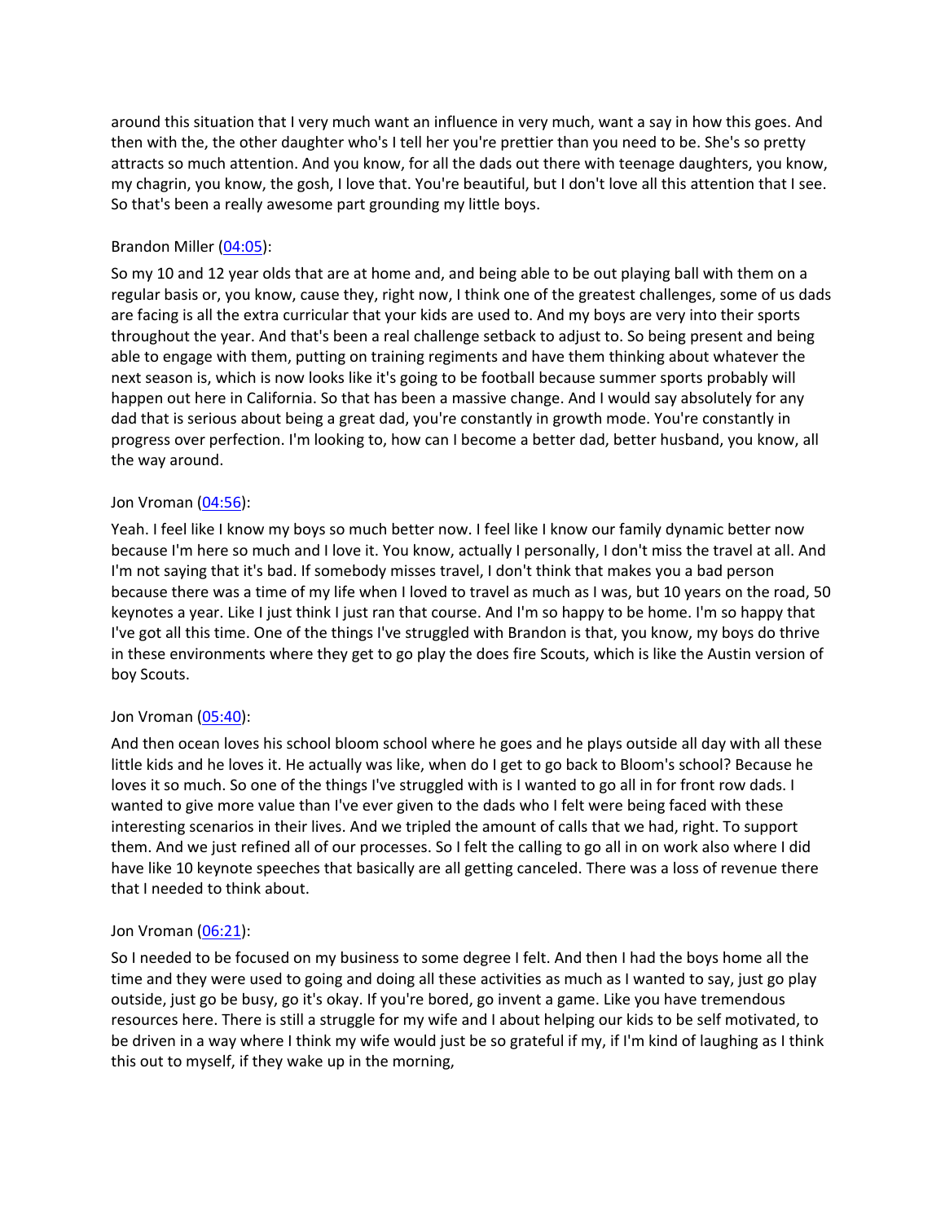around this situation that I very much want an influence in very much, want a say in how this goes. And then with the, the other daughter who's I tell her you're prettier than you need to be. She's so pretty attracts so much attention. And you know, for all the dads out there with teenage daughters, you know, my chagrin, you know, the gosh, I love that. You're beautiful, but I don't love all this attention that I see. So that's been a really awesome part grounding my little boys.

Brandon Miller (04:05):

So my 10 and 12 year olds that are at home and, and being able to be out playing ball with them on a regular basis or, you know, cause they, right now, I think one of the greatest challenges, some of us dads are facing is all the extra curricular that your kids are used to. And my boys are very into their sports throughout the year. And that's been a real challenge setback to adjust to. So being present and being able to engage with them, putting on training regiments and have them thinking about whatever the next season is, which is now looks like it's going to be football because summer sports probably will happen out here in California. So that has been a massive change. And I would say absolutely for any dad that is serious about being a great dad, you're constantly in growth mode. You're constantly in progress over perfection. I'm looking to, how can I become a better dad, better husband, you know, all the way around.

Jon Vroman (04:56):

Yeah. I feel like I know my boys so much better now. I feel like I know our family dynamic better now because I'm here so much and I love it. You know, actually I personally, I don't miss the travel at all. And I'm not saying that it's bad. If somebody misses travel, I don't think that makes you a bad person because there was a time of my life when I loved to travel as much as I was, but 10 years on the road, 50 keynotes a year. Like I just think I just ran that course. And I'm so happy to be home. I'm so happy that I've got all this time. One of the things I've struggled with Brandon is that, you know, my boys do thrive in these environments where they get to go play the does fire Scouts, which is like the Austin version of boy Scouts.

Jon Vroman (05:40):

And then ocean loves his school bloom school where he goes and he plays outside all day with all these little kids and he loves it. He actually was like, when do I get to go back to Bloom's school? Because he loves it so much. So one of the things I've struggled with is I wanted to go all in for front row dads. I wanted to give more value than I've ever given to the dads who I felt were being faced with these interesting scenarios in their lives. And we tripled the amount of calls that we had, right. To support them. And we just refined all of our processes. So I felt the calling to go all in on work also where I did have like 10 keynote speeches that basically are all getting canceled. There was a loss of revenue there that I needed to think about.

Jon Vroman (06:21):

So I needed to be focused on my business to some degree I felt. And then I had the boys home all the time and they were used to going and doing all these activities as much as I wanted to say, just go play outside, just go be busy, go it's okay. If you're bored, go invent a game. Like you have tremendous resources here. There is still a struggle for my wife and I about helping our kids to be self motivated, to be driven in a way where I think my wife would just be so grateful if my, if I'm kind of laughing as I think this out to myself, if they wake up in the morning,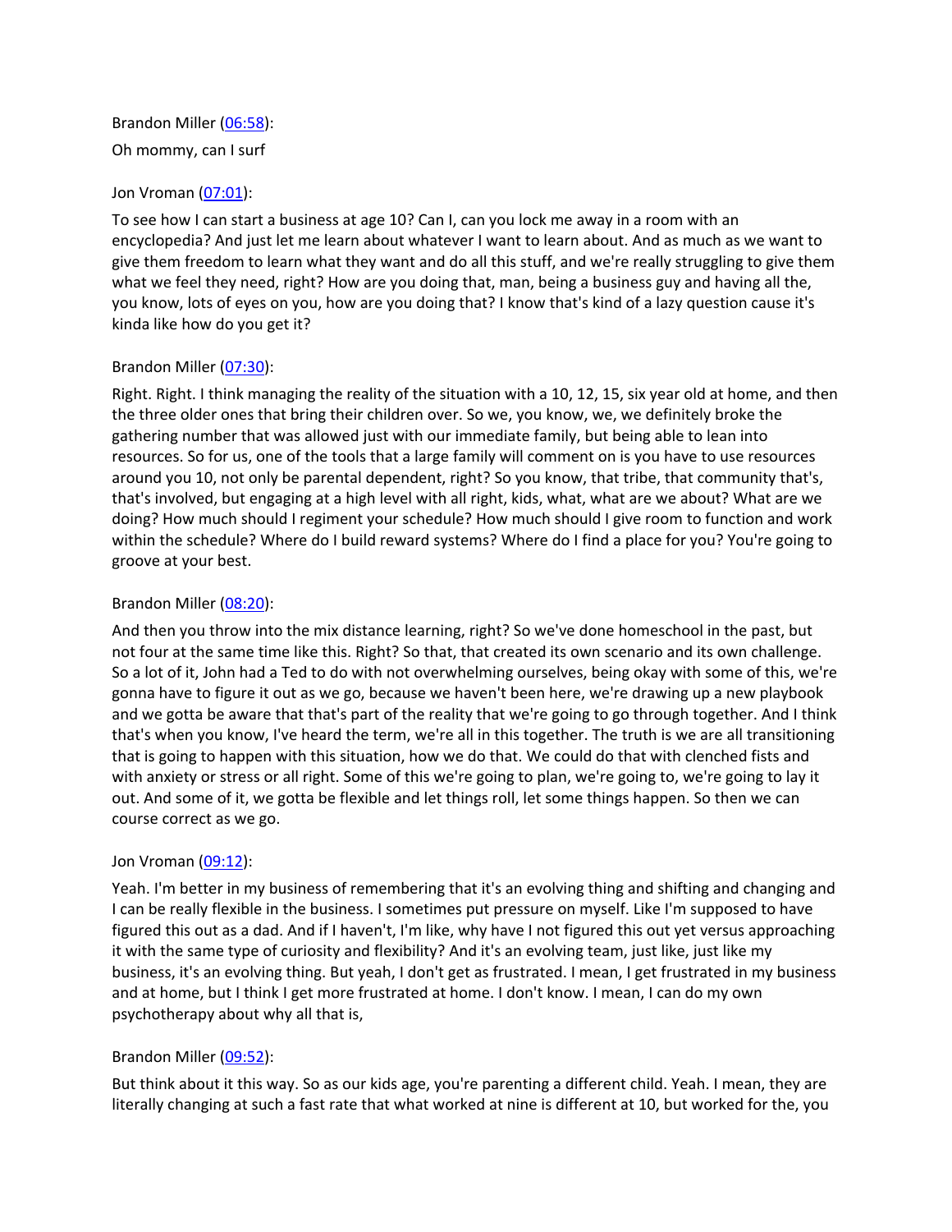Brandon Miller ([06:58](#)):

Oh mommy, can I surf

Jon Vroman ([07:01](#)):

To see how I can start a business at age 10? Can I, can you lock me away in a room with an encyclopedia? And just let me learn about whatever I want to learn about. And as much as we want to give them freedom to learn what they want and do all this stuff, and we're really struggling to give them what we feel they need, right? How are you doing that, man, being a business guy and having all the, you know, lots of eyes on you, how are you doing that? I know that's kind of a lazy question cause it's kinda like how do you get it?

Brandon Miller ([07:30](#)):

Right. Right. I think managing the reality of the situation with a 10, 12, 15, six year old at home, and then the three older ones that bring their children over. So we, you know, we, we definitely broke the gathering number that was allowed just with our immediate family, but being able to lean into resources. So for us, one of the tools that a large family will comment on is you have to use resources around you 10, not only be parental dependent, right? So you know, that tribe, that community that's, that's involved, but engaging at a high level with all right, kids, what, what are we about? What are we doing? How much should I regiment your schedule? How much should I give room to function and work within the schedule? Where do I build reward systems? Where do I find a place for you? You're going to groove at your best.

Brandon Miller ([08:20](#)):

And then you throw into the mix distance learning, right? So we've done homeschool in the past, but not four at the same time like this. Right? So that, that created its own scenario and its own challenge. So a lot of it, John had a Ted to do with not overwhelming ourselves, being okay with some of this, we're gonna have to figure it out as we go, because we haven't been here, we're drawing up a new playbook and we gotta be aware that that's part of the reality that we're going to go through together. And I think that's when you know, I've heard the term, we're all in this together. The truth is we are all transitioning that is going to happen with this situation, how we do that. We could do that with clenched fists and with anxiety or stress or all right. Some of this we're going to plan, we're going to, we're going to lay it out. And some of it, we gotta be flexible and let things roll, let some things happen. So then we can course correct as we go.

Jon Vroman ([09:12](#)):

Yeah. I'm better in my business of remembering that it's an evolving thing and shifting and changing and I can be really flexible in the business. I sometimes put pressure on myself. Like I'm supposed to have figured this out as a dad. And if I haven't, I'm like, why have I not figured this out yet versus approaching it with the same type of curiosity and flexibility? And it's an evolving team, just like, just like my business, it's an evolving thing. But yeah, I don't get as frustrated. I mean, I get frustrated in my business and at home, but I think I get more frustrated at home. I don't know. I mean, I can do my own psychotherapy about why all that is,

Brandon Miller ([09:52](#)):

But think about it this way. So as our kids age, you're parenting a different child. Yeah. I mean, they are literally changing at such a fast rate that what worked at nine is different at 10, but worked for the, you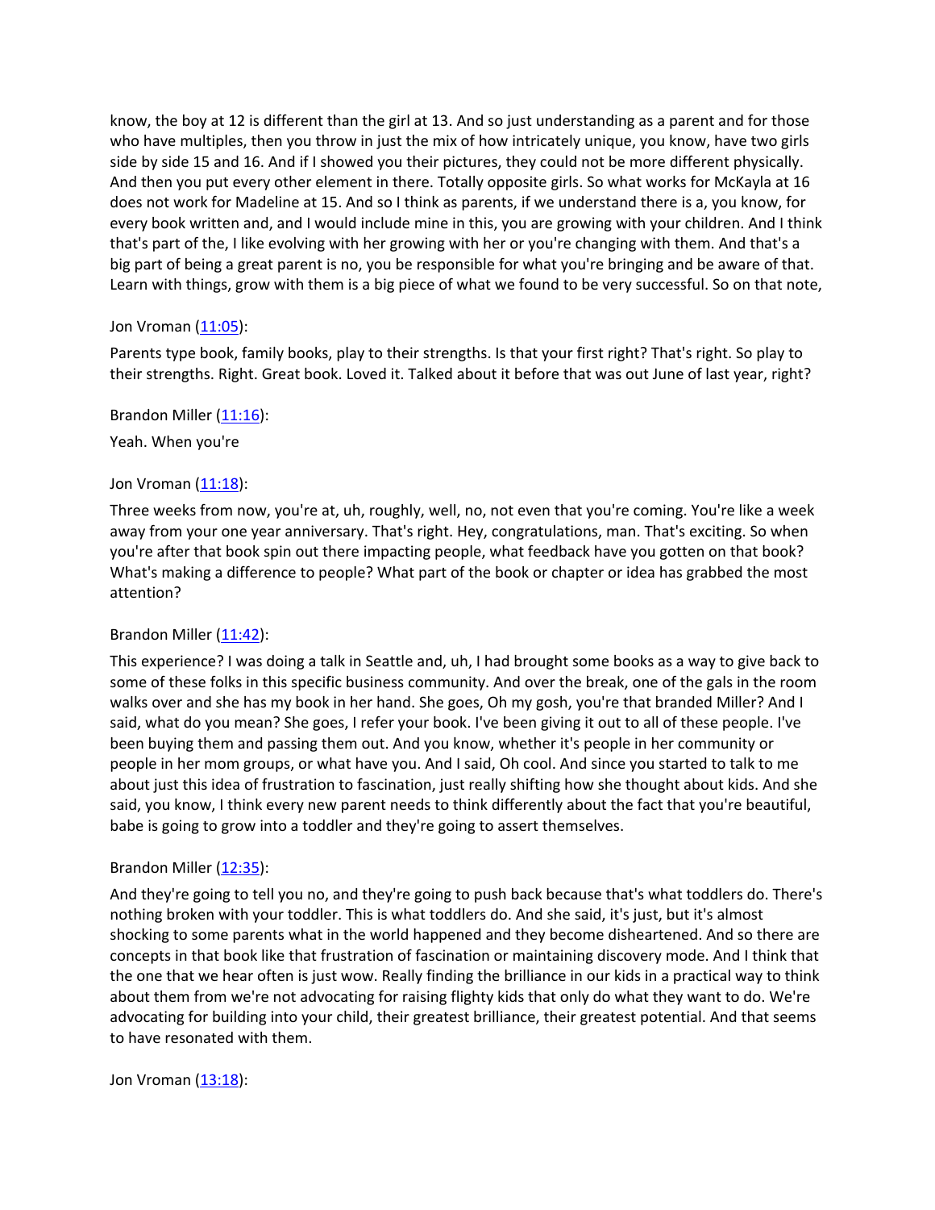know, the boy at 12 is different than the girl at 13. And so just understanding as a parent and for those who have multiples, then you throw in just the mix of how intricately unique, you know, have two girls side by side 15 and 16. And if I showed you their pictures, they could not be more different physically. And then you put every other element in there. Totally opposite girls. So what works for McKayla at 16 does not work for Madeline at 15. And so I think as parents, if we understand there is a, you know, for every book written and, and I would include mine in this, you are growing with your children. And I think that's part of the, I like evolving with her growing with her or you're changing with them. And that's a big part of being a great parent is no, you be responsible for what you're bringing and be aware of that. Learn with things, grow with them is a big piece of what we found to be very successful. So on that note,

Jon Vroman ([11:05](#)):

Parents type book, family books, play to their strengths. Is that your first right? That's right. So play to their strengths. Right. Great book. Loved it. Talked about it before that was out June of last year, right?

Brandon Miller ([11:16](#)):

Yeah. When you're

Jon Vroman ([11:18](#)):

Three weeks from now, you're at, uh, roughly, well, no, not even that you're coming. You're like a week away from your one year anniversary. That's right. Hey, congratulations, man. That's exciting. So when you're after that book spin out there impacting people, what feedback have you gotten on that book? What's making a difference to people? What part of the book or chapter or idea has grabbed the most attention?

Brandon Miller ([11:42](#)):

This experience? I was doing a talk in Seattle and, uh, I had brought some books as a way to give back to some of these folks in this specific business community. And over the break, one of the gals in the room walks over and she has my book in her hand. She goes, Oh my gosh, you're that branded Miller? And I said, what do you mean? She goes, I refer your book. I've been giving it out to all of these people. I've been buying them and passing them out. And you know, whether it's people in her community or people in her mom groups, or what have you. And I said, Oh cool. And since you started to talk to me about just this idea of frustration to fascination, just really shifting how she thought about kids. And she said, you know, I think every new parent needs to think differently about the fact that you're beautiful, babe is going to grow into a toddler and they're going to assert themselves.

Brandon Miller ([12:35](#)):

And they're going to tell you no, and they're going to push back because that's what toddlers do. There's nothing broken with your toddler. This is what toddlers do. And she said, it's just, but it's almost shocking to some parents what in the world happened and they become disheartened. And so there are concepts in that book like that frustration of fascination or maintaining discovery mode. And I think that the one that we hear often is just wow. Really finding the brilliance in our kids in a practical way to think about them from we're not advocating for raising flighty kids that only do what they want to do. We're advocating for building into your child, their greatest brilliance, their greatest potential. And that seems to have resonated with them.

Jon Vroman ([13:18](#)):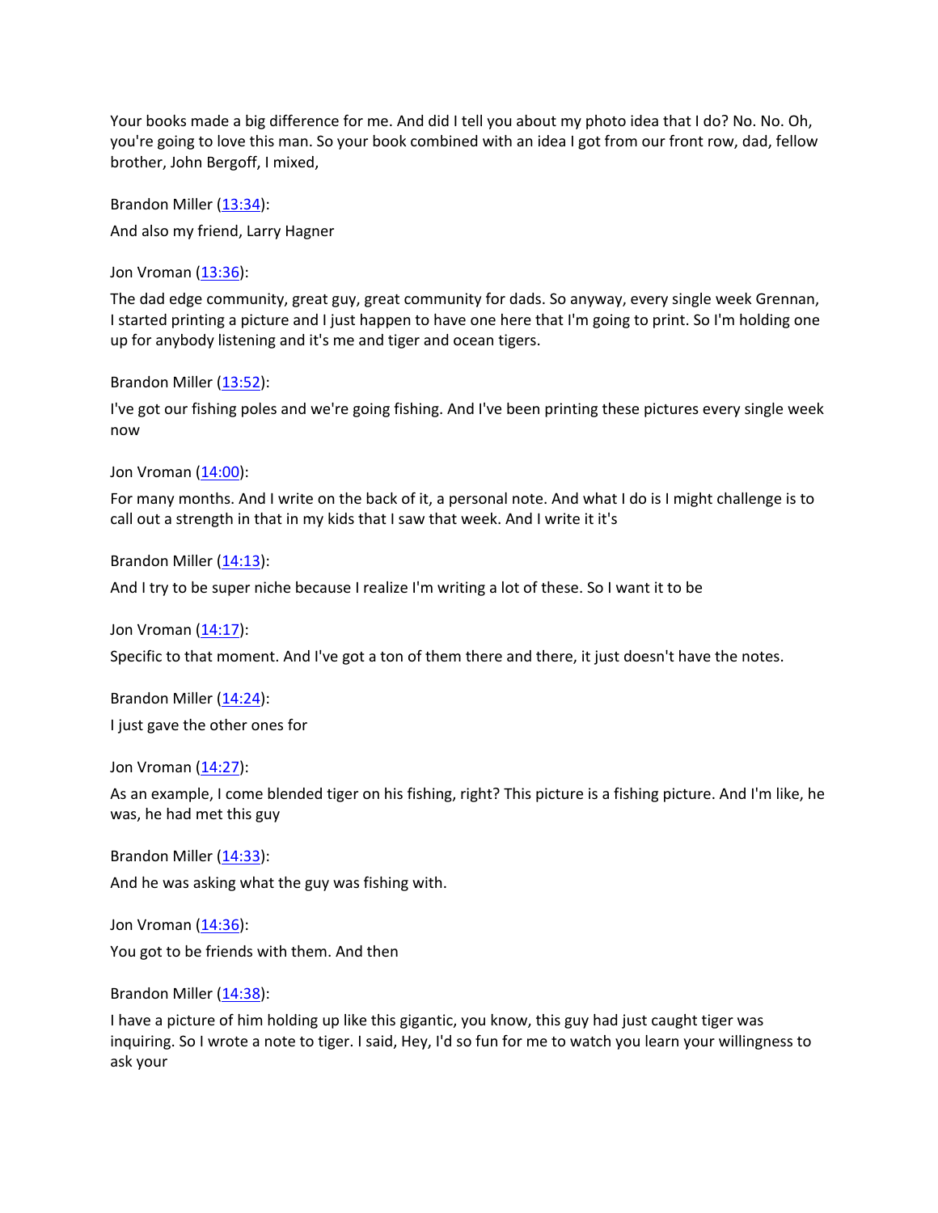Your books made a big difference for me. And did I tell you about my photo idea that I do? No. No. Oh, you're going to love this man. So your book combined with an idea I got from our front row, dad, fellow brother, John Bergoff, I mixed,

Brandon Miller (13:34):

And also my friend, Larry Hagner

Jon Vroman (13:36):

The dad edge community, great guy, great community for dads. So anyway, every single week Grennan, I started printing a picture and I just happen to have one here that I'm going to print. So I'm holding one up for anybody listening and it's me and tiger and ocean tigers.

Brandon Miller (13:52):

I've got our fishing poles and we're going fishing. And I've been printing these pictures every single week now

Jon Vroman (14:00):

For many months. And I write on the back of it, a personal note. And what I do is I might challenge is to call out a strength in that in my kids that I saw that week. And I write it it's

Brandon Miller (14:13):

And I try to be super niche because I realize I'm writing a lot of these. So I want it to be

Jon Vroman (14:17):

Specific to that moment. And I've got a ton of them there and there, it just doesn't have the notes.

Brandon Miller (14:24):

I just gave the other ones for

Jon Vroman (14:27):

As an example, I come blended tiger on his fishing, right? This picture is a fishing picture. And I'm like, he was, he had met this guy

Brandon Miller (14:33):

And he was asking what the guy was fishing with.

Jon Vroman (14:36):

You got to be friends with them. And then

Brandon Miller (14:38):

I have a picture of him holding up like this gigantic, you know, this guy had just caught tiger was inquiring. So I wrote a note to tiger. I said, Hey, I'd so fun for me to watch you learn your willingness to ask your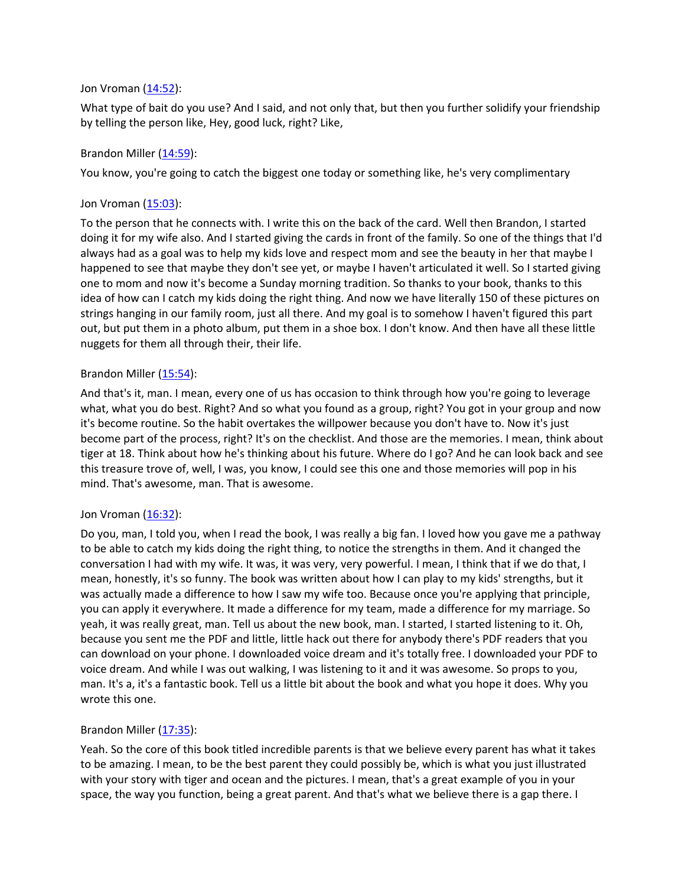Jon Vroman ([14:52](#)):

What type of bait do you use? And I said, and not only that, but then you further solidify your friendship by telling the person like, Hey, good luck, right? Like,

Brandon Miller ([14:59](#)):

You know, you're going to catch the biggest one today or something like, he's very complimentary

Jon Vroman ([15:03](#)):

To the person that he connects with. I write this on the back of the card. Well then Brandon, I started doing it for my wife also. And I started giving the cards in front of the family. So one of the things that I'd always had as a goal was to help my kids love and respect mom and see the beauty in her that maybe I happened to see that maybe they don't see yet, or maybe I haven't articulated it well. So I started giving one to mom and now it's become a Sunday morning tradition. So thanks to your book, thanks to this idea of how can I catch my kids doing the right thing. And now we have literally 150 of these pictures on strings hanging in our family room, just all there. And my goal is to somehow I haven't figured this part out, but put them in a photo album, put them in a shoe box. I don't know. And then have all these little nuggets for them all through their, their life.

Brandon Miller ([15:54](#)):

And that's it, man. I mean, every one of us has occasion to think through how you're going to leverage what, what you do best. Right? And so what you found as a group, right? You got in your group and now it's become routine. So the habit overtakes the willpower because you don't have to. Now it's just become part of the process, right? It's on the checklist. And those are the memories. I mean, think about tiger at 18. Think about how he's thinking about his future. Where do I go? And he can look back and see this treasure trove of, well, I was, you know, I could see this one and those memories will pop in his mind. That's awesome, man. That is awesome.

Jon Vroman ([16:32](#)):

Do you, man, I told you, when I read the book, I was really a big fan. I loved how you gave me a pathway to be able to catch my kids doing the right thing, to notice the strengths in them. And it changed the conversation I had with my wife. It was, it was very, very powerful. I mean, I think that if we do that, I mean, honestly, it's so funny. The book was written about how I can play to my kids' strengths, but it was actually made a difference to how I saw my wife too. Because once you're applying that principle, you can apply it everywhere. It made a difference for my team, made a difference for my marriage. So yeah, it was really great, man. Tell us about the new book, man. I started, I started listening to it. Oh, because you sent me the PDF and little, little hack out there for anybody there's PDF readers that you can download on your phone. I downloaded voice dream and it's totally free. I downloaded your PDF to voice dream. And while I was out walking, I was listening to it and it was awesome. So props to you, man. It's a, it's a fantastic book. Tell us a little bit about the book and what you hope it does. Why you wrote this one.

Brandon Miller ([17:35](#)):

Yeah. So the core of this book titled incredible parents is that we believe every parent has what it takes to be amazing. I mean, to be the best parent they could possibly be, which is what you just illustrated with your story with tiger and ocean and the pictures. I mean, that's a great example of you in your space, the way you function, being a great parent. And that's what we believe there is a gap there. I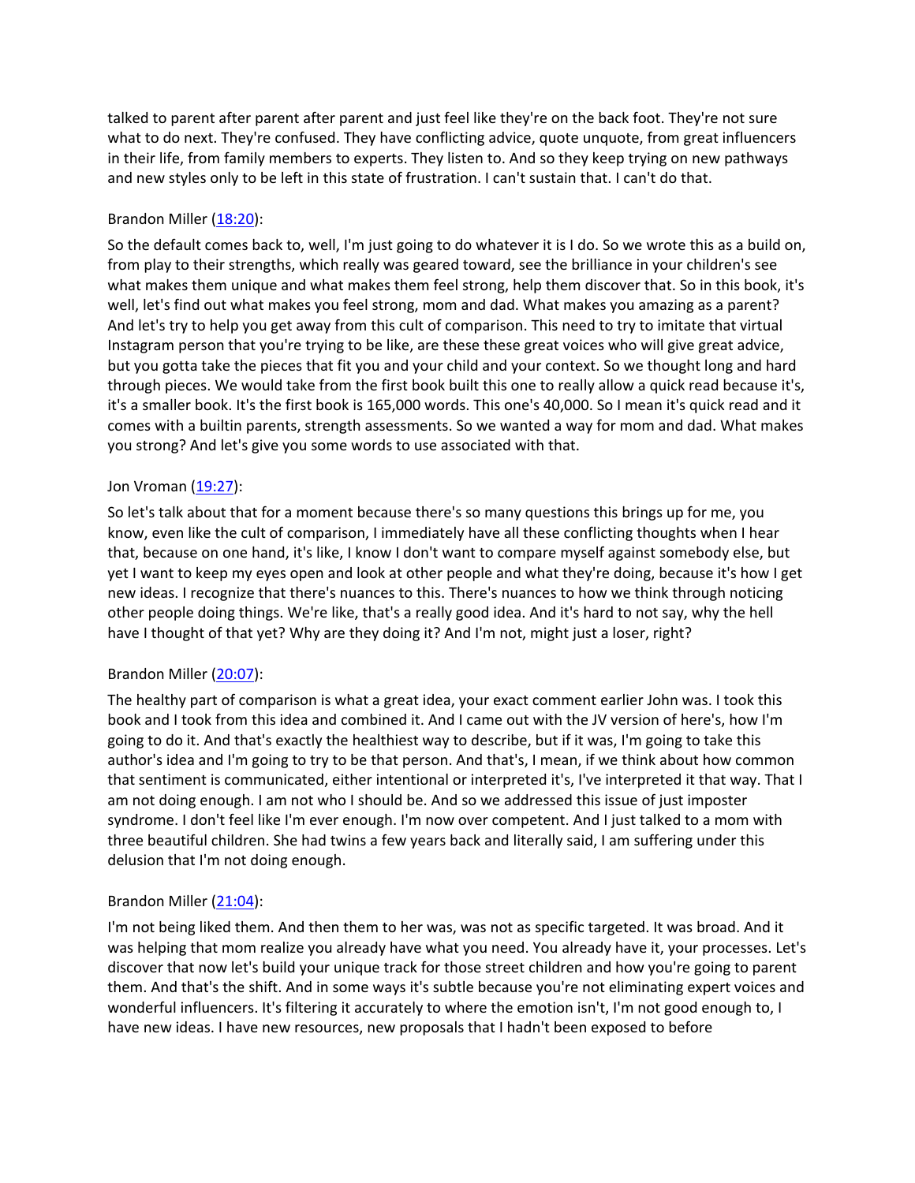talked to parent after parent after parent and just feel like they're on the back foot. They're not sure what to do next. They're confused. They have conflicting advice, quote unquote, from great influencers in their life, from family members to experts. They listen to. And so they keep trying on new pathways and new styles only to be left in this state of frustration. I can't sustain that. I can't do that.

Brandon Miller ([18:20](#)):

So the default comes back to, well, I'm just going to do whatever it is I do. So we wrote this as a build on, from play to their strengths, which really was geared toward, see the brilliance in your children's see what makes them unique and what makes them feel strong, help them discover that. So in this book, it's well, let's find out what makes you feel strong, mom and dad. What makes you amazing as a parent? And let's try to help you get away from this cult of comparison. This need to try to imitate that virtual Instagram person that you're trying to be like, are these these great voices who will give great advice, but you gotta take the pieces that fit you and your child and your context. So we thought long and hard through pieces. We would take from the first book built this one to really allow a quick read because it's, it's a smaller book. It's the first book is 165,000 words. This one's 40,000. So I mean it's quick read and it comes with a builtin parents, strength assessments. So we wanted a way for mom and dad. What makes you strong? And let's give you some words to use associated with that.

Jon Vroman ([19:27](#)):

So let's talk about that for a moment because there's so many questions this brings up for me, you know, even like the cult of comparison, I immediately have all these conflicting thoughts when I hear that, because on one hand, it's like, I know I don't want to compare myself against somebody else, but yet I want to keep my eyes open and look at other people and what they're doing, because it's how I get new ideas. I recognize that there's nuances to this. There's nuances to how we think through noticing other people doing things. We're like, that's a really good idea. And it's hard to not say, why the hell have I thought of that yet? Why are they doing it? And I'm not, might just a loser, right?

Brandon Miller ([20:07](#)):

The healthy part of comparison is what a great idea, your exact comment earlier John was. I took this book and I took from this idea and combined it. And I came out with the JV version of here's, how I'm going to do it. And that's exactly the healthiest way to describe, but if it was, I'm going to take this author's idea and I'm going to try to be that person. And that's, I mean, if we think about how common that sentiment is communicated, either intentional or interpreted it's, I've interpreted it that way. That I am not doing enough. I am not who I should be. And so we addressed this issue of just imposter syndrome. I don't feel like I'm ever enough. I'm now over competent. And I just talked to a mom with three beautiful children. She had twins a few years back and literally said, I am suffering under this delusion that I'm not doing enough.

Brandon Miller ([21:04](#)):

I'm not being liked them. And then them to her was, was not as specific targeted. It was broad. And it was helping that mom realize you already have what you need. You already have it, your processes. Let's discover that now let's build your unique track for those street children and how you're going to parent them. And that's the shift. And in some ways it's subtle because you're not eliminating expert voices and wonderful influencers. It's filtering it accurately to where the emotion isn't, I'm not good enough to, I have new ideas. I have new resources, new proposals that I hadn't been exposed to before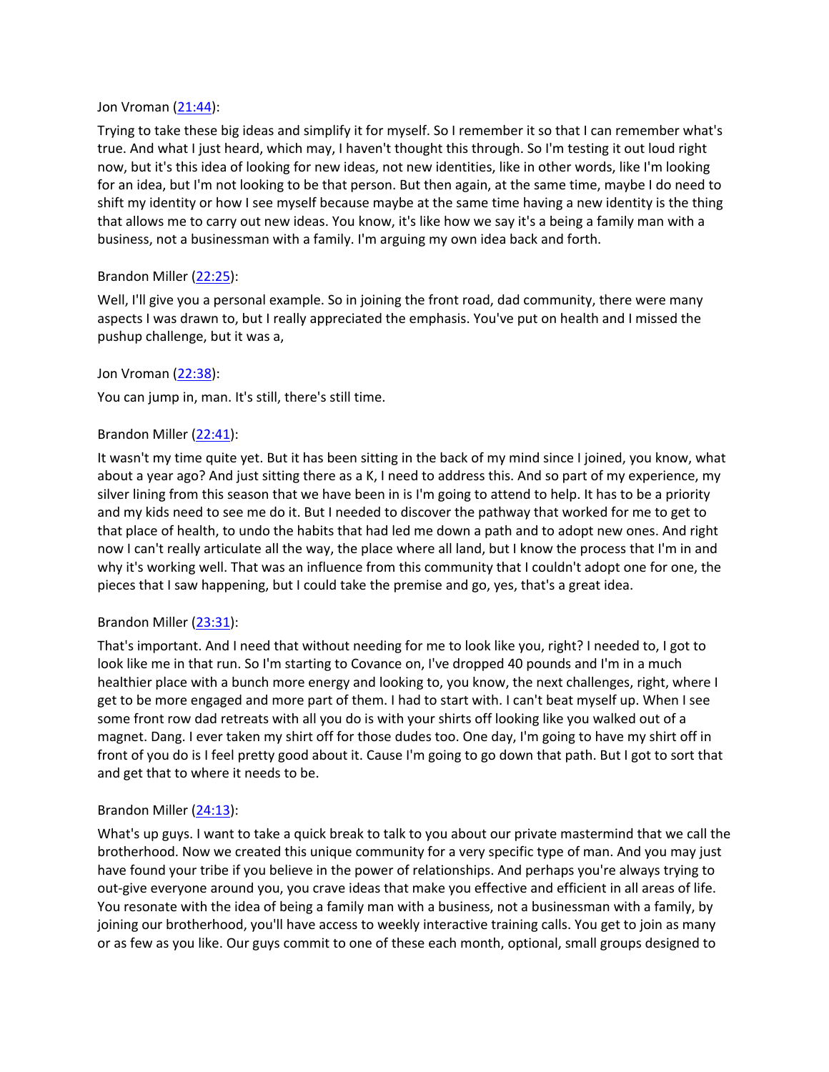Jon Vroman ([21:44](#)):

Trying to take these big ideas and simplify it for myself. So I remember it so that I can remember what's true. And what I just heard, which may, I haven't thought this through. So I'm testing it out loud right now, but it's this idea of looking for new ideas, not new identities, like in other words, like I'm looking for an idea, but I'm not looking to be that person. But then again, at the same time, maybe I do need to shift my identity or how I see myself because maybe at the same time having a new identity is the thing that allows me to carry out new ideas. You know, it's like how we say it's a being a family man with a business, not a businessman with a family. I'm arguing my own idea back and forth.

Brandon Miller ([22:25](#)):

Well, I'll give you a personal example. So in joining the front road, dad community, there were many aspects I was drawn to, but I really appreciated the emphasis. You've put on health and I missed the pushup challenge, but it was a,

Jon Vroman ([22:38](#)):

You can jump in, man. It's still, there's still time.

Brandon Miller ([22:41](#)):

It wasn't my time quite yet. But it has been sitting in the back of my mind since I joined, you know, what about a year ago? And just sitting there as a K, I need to address this. And so part of my experience, my silver lining from this season that we have been in is I'm going to attend to help. It has to be a priority and my kids need to see me do it. But I needed to discover the pathway that worked for me to get to that place of health, to undo the habits that had led me down a path and to adopt new ones. And right now I can't really articulate all the way, the place where all land, but I know the process that I'm in and why it's working well. That was an influence from this community that I couldn't adopt one for one, the pieces that I saw happening, but I could take the premise and go, yes, that's a great idea.

Brandon Miller ([23:31](#)):

That's important. And I need that without needing for me to look like you, right? I needed to, I got to look like me in that run. So I'm starting to Covance on, I've dropped 40 pounds and I'm in a much healthier place with a bunch more energy and looking to, you know, the next challenges, right, where I get to be more engaged and more part of them. I had to start with. I can't beat myself up. When I see some front row dad retreats with all you do is with your shirts off looking like you walked out of a magnet. Dang. I ever taken my shirt off for those dudes too. One day, I'm going to have my shirt off in front of you do is I feel pretty good about it. Cause I'm going to go down that path. But I got to sort that and get that to where it needs to be.

Brandon Miller ([24:13](#)):

What's up guys. I want to take a quick break to talk to you about our private mastermind that we call the brotherhood. Now we created this unique community for a very specific type of man. And you may just have found your tribe if you believe in the power of relationships. And perhaps you're always trying to out-give everyone around you, you crave ideas that make you effective and efficient in all areas of life. You resonate with the idea of being a family man with a business, not a businessman with a family, by joining our brotherhood, you'll have access to weekly interactive training calls. You get to join as many or as few as you like. Our guys commit to one of these each month, optional, small groups designed to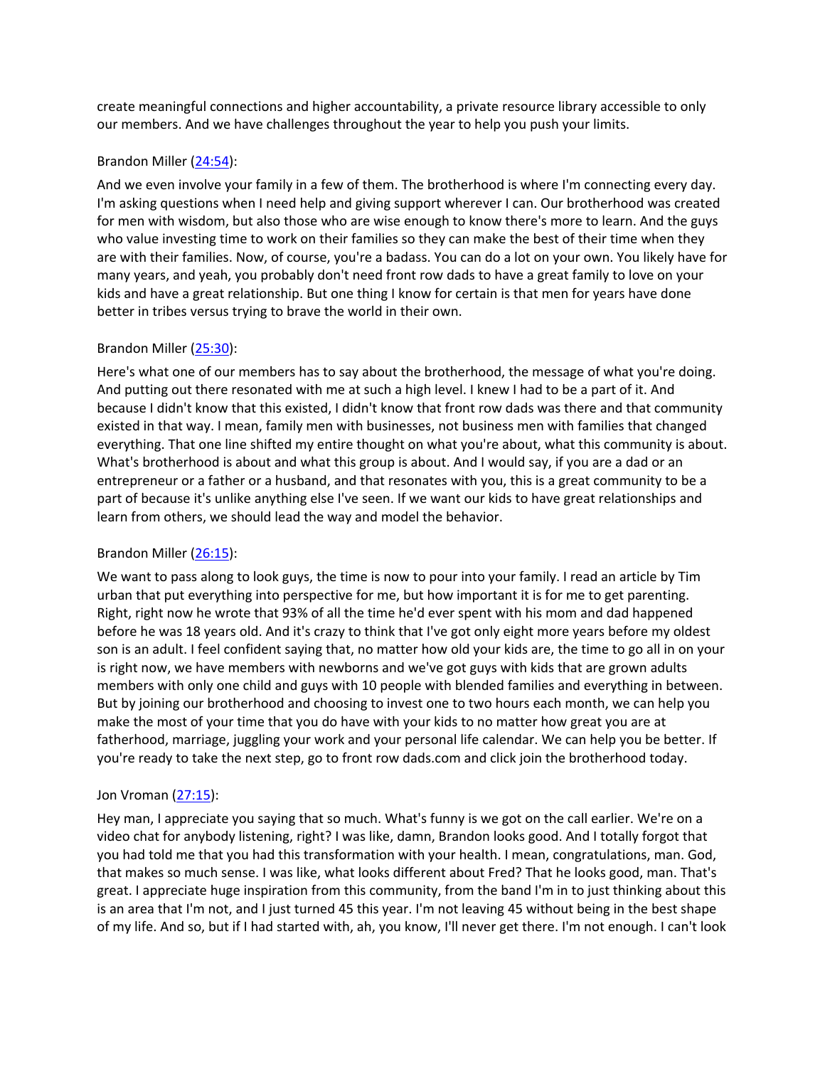create meaningful connections and higher accountability, a private resource library accessible to only our members. And we have challenges throughout the year to help you push your limits.

Brandon Miller ([24:54]):

And we even involve your family in a few of them. The brotherhood is where I'm connecting every day. I'm asking questions when I need help and giving support wherever I can. Our brotherhood was created for men with wisdom, but also those who are wise enough to know there's more to learn. And the guys who value investing time to work on their families so they can make the best of their time when they are with their families. Now, of course, you're a badass. You can do a lot on your own. You likely have for many years, and yeah, you probably don't need front row dads to have a great family to love on your kids and have a great relationship. But one thing I know for certain is that men for years have done better in tribes versus trying to brave the world in their own.

Brandon Miller ([25:30]):

Here's what one of our members has to say about the brotherhood, the message of what you're doing. And putting out there resonated with me at such a high level. I knew I had to be a part of it. And because I didn't know that this existed, I didn't know that front row dads was there and that community existed in that way. I mean, family men with businesses, not business men with families that changed everything. That one line shifted my entire thought on what you're about, what this community is about. What's brotherhood is about and what this group is about. And I would say, if you are a dad or an entrepreneur or a father or a husband, and that resonates with you, this is a great community to be a part of because it's unlike anything else I've seen. If we want our kids to have great relationships and learn from others, we should lead the way and model the behavior.

Brandon Miller ([26:15]):

We want to pass along to look guys, the time is now to pour into your family. I read an article by Tim urban that put everything into perspective for me, but how important it is for me to get parenting. Right, right now he wrote that 93% of all the time he'd ever spent with his mom and dad happened before he was 18 years old. And it's crazy to think that I've got only eight more years before my oldest son is an adult. I feel confident saying that, no matter how old your kids are, the time to go all in on your is right now, we have members with newborns and we've got guys with kids that are grown adults members with only one child and guys with 10 people with blended families and everything in between. But by joining our brotherhood and choosing to invest one to two hours each month, we can help you make the most of your time that you do have with your kids to no matter how great you are at fatherhood, marriage, juggling your work and your personal life calendar. We can help you be better. If you're ready to take the next step, go to front row dads.com and click join the brotherhood today.

Jon Vroman ([27:15]):

Hey man, I appreciate you saying that so much. What's funny is we got on the call earlier. We're on a video chat for anybody listening, right? I was like, damn, Brandon looks good. And I totally forgot that you had told me that you had this transformation with your health. I mean, congratulations, man. God, that makes so much sense. I was like, what looks different about Fred? That he looks good, man. That's great. I appreciate huge inspiration from this community, from the band I'm in to just thinking about this is an area that I'm not, and I just turned 45 this year. I'm not leaving 45 without being in the best shape of my life. And so, but if I had started with, ah, you know, I'll never get there. I'm not enough. I can't look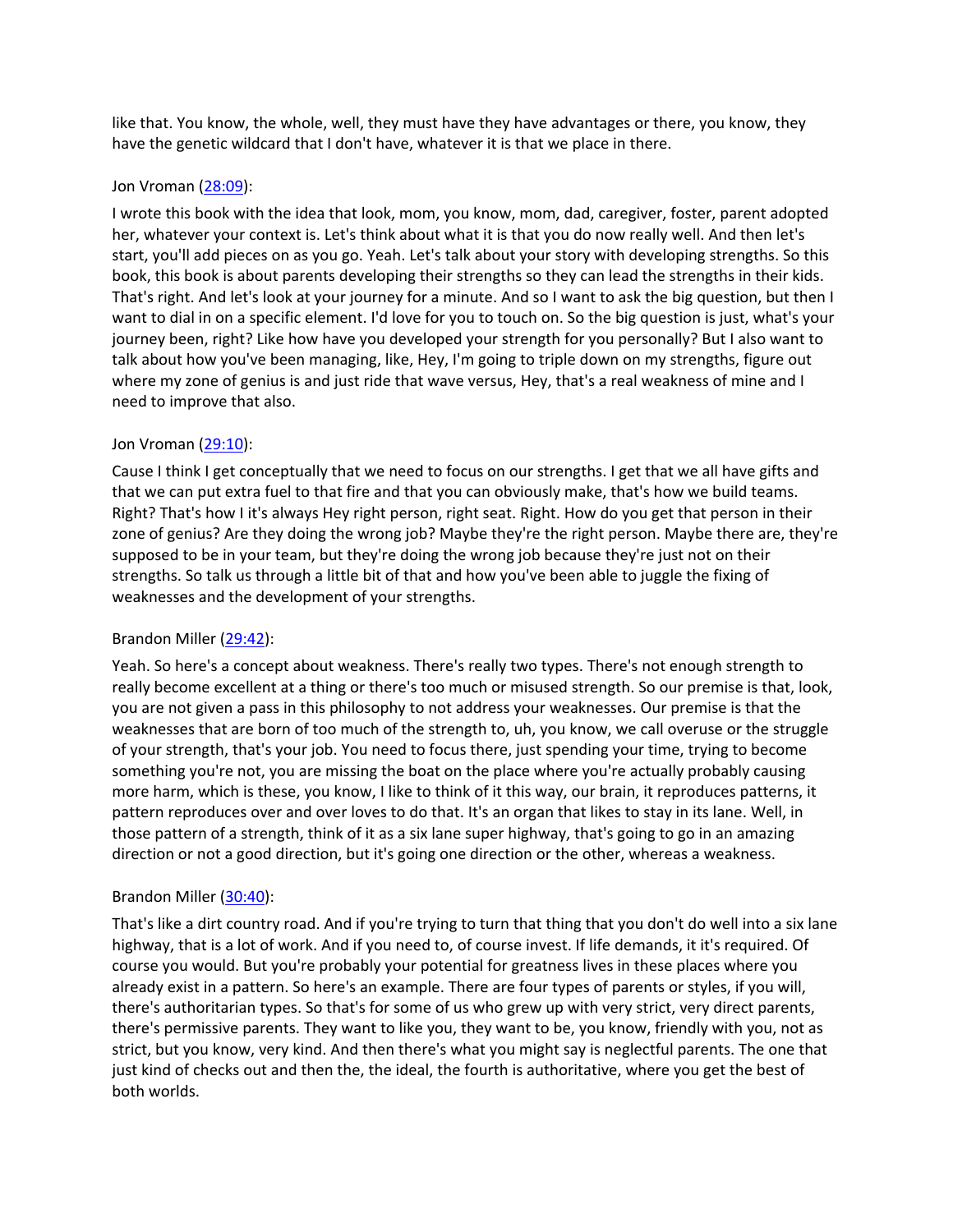like that. You know, the whole, well, they must have they have advantages or there, you know, they have the genetic wildcard that I don't have, whatever it is that we place in there.

Jon Vroman ([28:09](28:09)):

I wrote this book with the idea that look, mom, you know, mom, dad, caregiver, foster, parent adopted her, whatever your context is. Let's think about what it is that you do now really well. And then let's start, you'll add pieces on as you go. Yeah. Let's talk about your story with developing strengths. So this book, this book is about parents developing their strengths so they can lead the strengths in their kids. That's right. And let's look at your journey for a minute. And so I want to ask the big question, but then I want to dial in on a specific element. I'd love for you to touch on. So the big question is just, what's your journey been, right? Like how have you developed your strength for you personally? But I also want to talk about how you've been managing, like, Hey, I'm going to triple down on my strengths, figure out where my zone of genius is and just ride that wave versus, Hey, that's a real weakness of mine and I need to improve that also.

Jon Vroman ([29:10](29:10)):

Cause I think I get conceptually that we need to focus on our strengths. I get that we all have gifts and that we can put extra fuel to that fire and that you can obviously make, that's how we build teams. Right? That's how I it's always Hey right person, right seat. Right. How do you get that person in their zone of genius? Are they doing the wrong job? Maybe they're the right person. Maybe there are, they're supposed to be in your team, but they're doing the wrong job because they're just not on their strengths. So talk us through a little bit of that and how you've been able to juggle the fixing of weaknesses and the development of your strengths.

Brandon Miller ([29:42](29:42)):

Yeah. So here's a concept about weakness. There's really two types. There's not enough strength to really become excellent at a thing or there's too much or misused strength. So our premise is that, look, you are not given a pass in this philosophy to not address your weaknesses. Our premise is that the weaknesses that are born of too much of the strength to, uh, you know, we call overuse or the struggle of your strength, that's your job. You need to focus there, just spending your time, trying to become something you're not, you are missing the boat on the place where you're actually probably causing more harm, which is these, you know, I like to think of it this way, our brain, it reproduces patterns, it pattern reproduces over and over loves to do that. It's an organ that likes to stay in its lane. Well, in those pattern of a strength, think of it as a six lane super highway, that's going to go in an amazing direction or not a good direction, but it's going one direction or the other, whereas a weakness.

Brandon Miller ([30:40](30:40)):

That's like a dirt country road. And if you're trying to turn that thing that you don't do well into a six lane highway, that is a lot of work. And if you need to, of course invest. If life demands, it it's required. Of course you would. But you're probably your potential for greatness lives in these places where you already exist in a pattern. So here's an example. There are four types of parents or styles, if you will, there's authoritarian types. So that's for some of us who grew up with very strict, very direct parents, there's permissive parents. They want to like you, they want to be, you know, friendly with you, not as strict, but you know, very kind. And then there's what you might say is neglectful parents. The one that just kind of checks out and then the, the ideal, the fourth is authoritative, where you get the best of both worlds.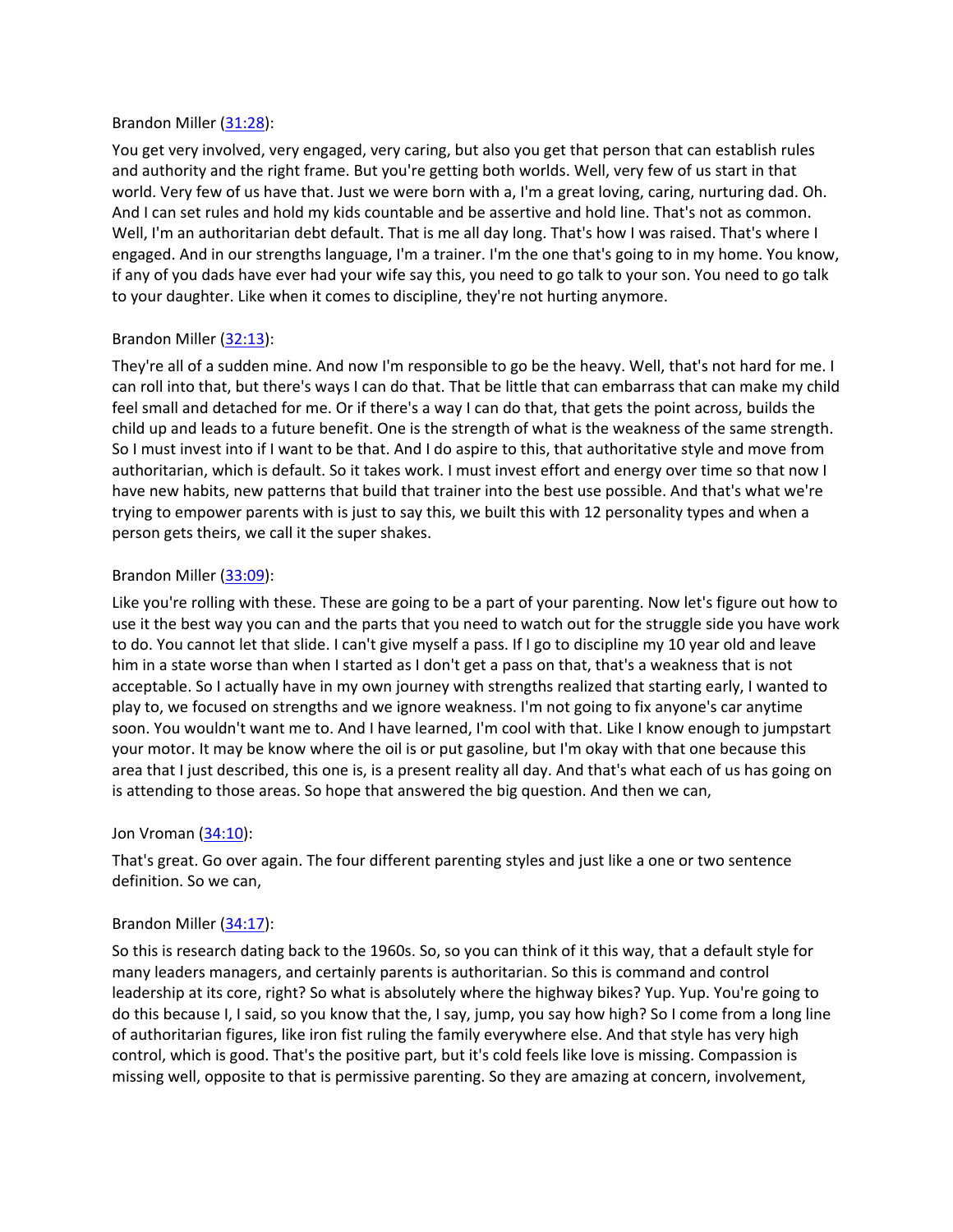Brandon Miller ([31:28](31:28)):

You get very involved, very engaged, very caring, but also you get that person that can establish rules and authority and the right frame. But you're getting both worlds. Well, very few of us start in that world. Very few of us have that. Just we were born with a, I'm a great loving, caring, nurturing dad. Oh. And I can set rules and hold my kids countable and be assertive and hold line. That's not as common. Well, I'm an authoritarian debt default. That is me all day long. That's how I was raised. That's where I engaged. And in our strengths language, I'm a trainer. I'm the one that's going to in my home. You know, if any of you dads have ever had your wife say this, you need to go talk to your son. You need to go talk to your daughter. Like when it comes to discipline, they're not hurting anymore.

Brandon Miller ([32:13](32:13)):

They're all of a sudden mine. And now I'm responsible to go be the heavy. Well, that's not hard for me. I can roll into that, but there's ways I can do that. That be little that can embarrass that can make my child feel small and detached for me. Or if there's a way I can do that, that gets the point across, builds the child up and leads to a future benefit. One is the strength of what is the weakness of the same strength. So I must invest into if I want to be that. And I do aspire to this, that authoritative style and move from authoritarian, which is default. So it takes work. I must invest effort and energy over time so that now I have new habits, new patterns that build that trainer into the best use possible. And that's what we're trying to empower parents with is just to say this, we built this with 12 personality types and when a person gets theirs, we call it the super shakes.

Brandon Miller ([33:09](33:09)):

Like you're rolling with these. These are going to be a part of your parenting. Now let's figure out how to use it the best way you can and the parts that you need to watch out for the struggle side you have work to do. You cannot let that slide. I can't give myself a pass. If I go to discipline my 10 year old and leave him in a state worse than when I started as I don't get a pass on that, that's a weakness that is not acceptable. So I actually have in my own journey with strengths realized that starting early, I wanted to play to, we focused on strengths and we ignore weakness. I'm not going to fix anyone's car anytime soon. You wouldn't want me to. And I have learned, I'm cool with that. Like I know enough to jumpstart your motor. It may be know where the oil is or put gasoline, but I'm okay with that one because this area that I just described, this one is, is a present reality all day. And that's what each of us has going on is attending to those areas. So hope that answered the big question. And then we can,

Jon Vroman ([34:10](34:10)):

That's great. Go over again. The four different parenting styles and just like a one or two sentence definition. So we can,

Brandon Miller ([34:17](34:17)):

So this is research dating back to the 1960s. So, so you can think of it this way, that a default style for many leaders managers, and certainly parents is authoritarian. So this is command and control leadership at its core, right? So what is absolutely where the highway bikes? Yup. Yup. You're going to do this because I, I said, so you know that the, I say, jump, you say how high? So I come from a long line of authoritarian figures, like iron fist ruling the family everywhere else. And that style has very high control, which is good. That's the positive part, but it's cold feels like love is missing. Compassion is missing well, opposite to that is permissive parenting. So they are amazing at concern, involvement,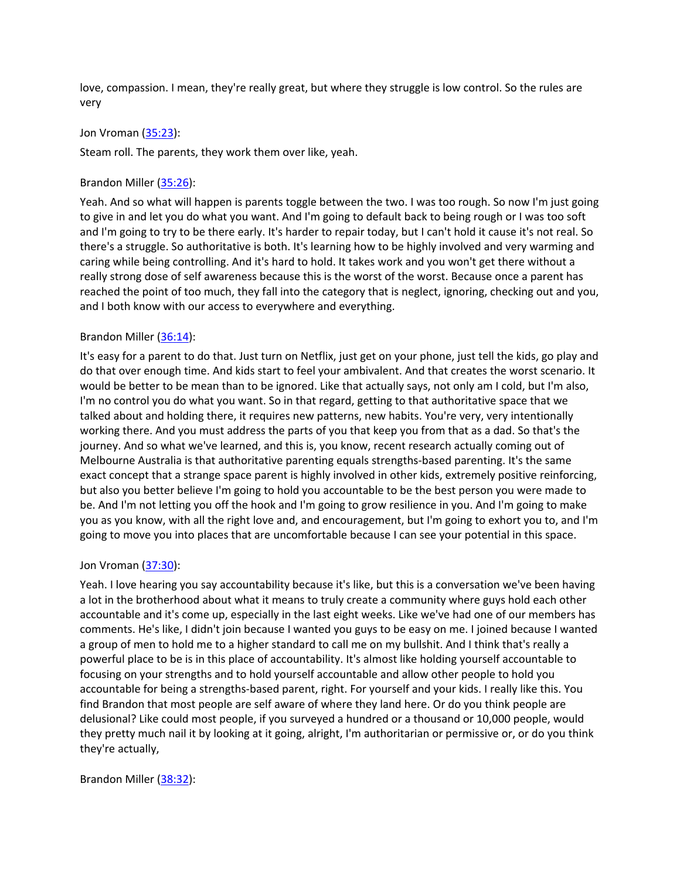love, compassion. I mean, they're really great, but where they struggle is low control. So the rules are very

Jon Vroman (35:23):

Steam roll. The parents, they work them over like, yeah.

Brandon Miller (35:26):

Yeah. And so what will happen is parents toggle between the two. I was too rough. So now I'm just going to give in and let you do what you want. And I'm going to default back to being rough or I was too soft and I'm going to try to be there early. It's harder to repair today, but I can't hold it cause it's not real. So there's a struggle. So authoritative is both. It's learning how to be highly involved and very warming and caring while being controlling. And it's hard to hold. It takes work and you won't get there without a really strong dose of self awareness because this is the worst of the worst. Because once a parent has reached the point of too much, they fall into the category that is neglect, ignoring, checking out and you, and I both know with our access to everywhere and everything.

Brandon Miller (36:14):

It's easy for a parent to do that. Just turn on Netflix, just get on your phone, just tell the kids, go play and do that over enough time. And kids start to feel your ambivalent. And that creates the worst scenario. It would be better to be mean than to be ignored. Like that actually says, not only am I cold, but I'm also, I'm no control you do what you want. So in that regard, getting to that authoritative space that we talked about and holding there, it requires new patterns, new habits. You're very, very intentionally working there. And you must address the parts of you that keep you from that as a dad. So that's the journey. And so what we've learned, and this is, you know, recent research actually coming out of Melbourne Australia is that authoritative parenting equals strengths-based parenting. It's the same exact concept that a strange space parent is highly involved in other kids, extremely positive reinforcing, but also you better believe I'm going to hold you accountable to be the best person you were made to be. And I'm not letting you off the hook and I'm going to grow resilience in you. And I'm going to make you as you know, with all the right love and, and encouragement, but I'm going to exhort you to, and I'm going to move you into places that are uncomfortable because I can see your potential in this space.

Jon Vroman (37:30):

Yeah. I love hearing you say accountability because it's like, but this is a conversation we've been having a lot in the brotherhood about what it means to truly create a community where guys hold each other accountable and it's come up, especially in the last eight weeks. Like we've had one of our members has comments. He's like, I didn't join because I wanted you guys to be easy on me. I joined because I wanted a group of men to hold me to a higher standard to call me on my bullshit. And I think that's really a powerful place to be is in this place of accountability. It's almost like holding yourself accountable to focusing on your strengths and to hold yourself accountable and allow other people to hold you accountable for being a strengths-based parent, right. For yourself and your kids. I really like this. You find Brandon that most people are self aware of where they land here. Or do you think people are delusional? Like could most people, if you surveyed a hundred or a thousand or 10,000 people, would they pretty much nail it by looking at it going, alright, I'm authoritarian or permissive or, or do you think they're actually,

Brandon Miller (38:32):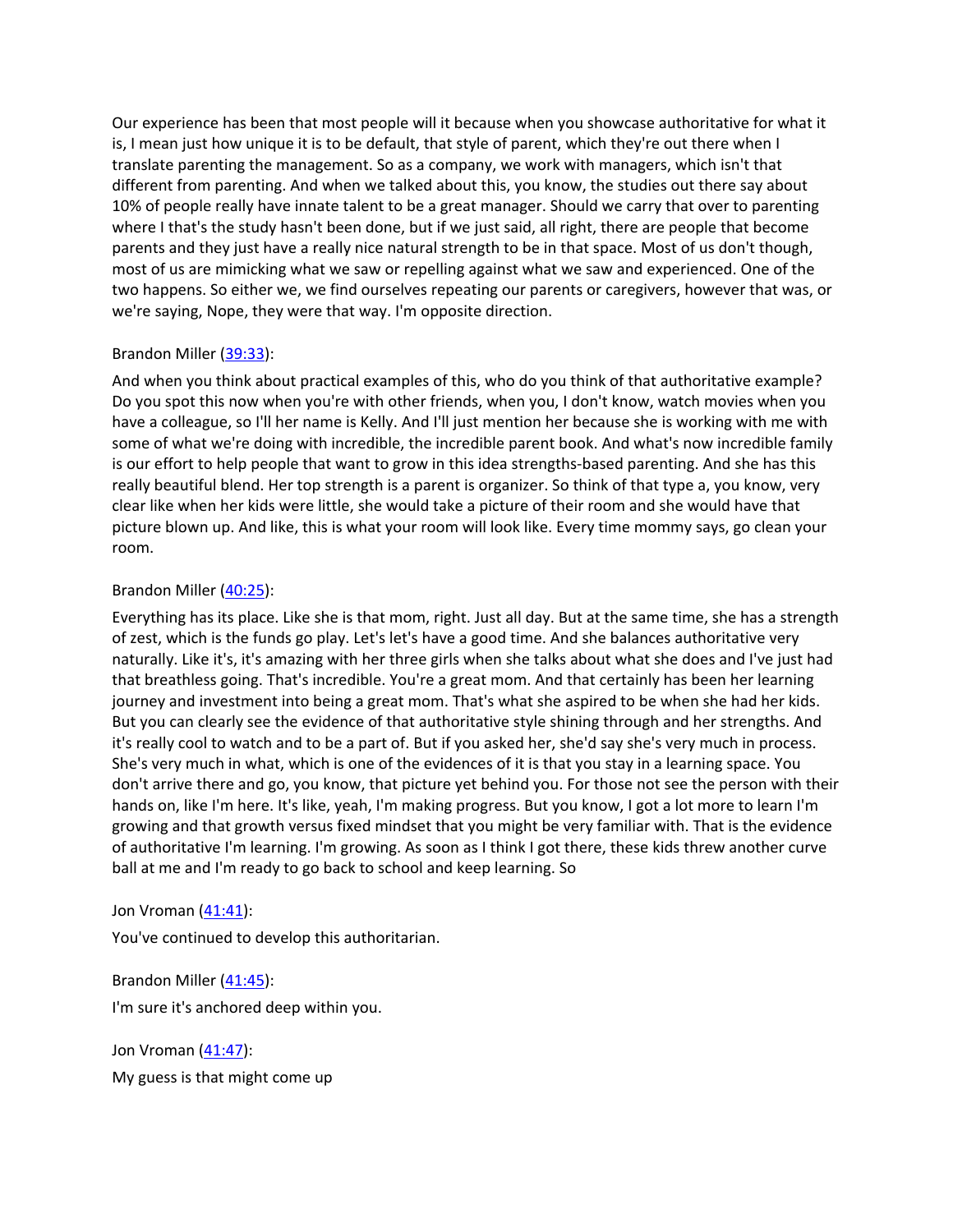Our experience has been that most people will it because when you showcase authoritative for what it is, I mean just how unique it is to be default, that style of parent, which they're out there when I translate parenting the management. So as a company, we work with managers, which isn't that different from parenting. And when we talked about this, you know, the studies out there say about 10% of people really have innate talent to be a great manager. Should we carry that over to parenting where I that's the study hasn't been done, but if we just said, all right, there are people that become parents and they just have a really nice natural strength to be in that space. Most of us don't though, most of us are mimicking what we saw or repelling against what we saw and experienced. One of the two happens. So either we, we find ourselves repeating our parents or caregivers, however that was, or we're saying, Nope, they were that way. I'm opposite direction.

Brandon Miller (39:33):

And when you think about practical examples of this, who do you think of that authoritative example? Do you spot this now when you're with other friends, when you, I don't know, watch movies when you have a colleague, so I'll her name is Kelly. And I'll just mention her because she is working with me with some of what we're doing with incredible, the incredible parent book. And what's now incredible family is our effort to help people that want to grow in this idea strengths-based parenting. And she has this really beautiful blend. Her top strength is a parent is organizer. So think of that type a, you know, very clear like when her kids were little, she would take a picture of their room and she would have that picture blown up. And like, this is what your room will look like. Every time mommy says, go clean your room.

Brandon Miller (40:25):

Everything has its place. Like she is that mom, right. Just all day. But at the same time, she has a strength of zest, which is the funds go play. Let's let's have a good time. And she balances authoritative very naturally. Like it's, it's amazing with her three girls when she talks about what she does and I've just had that breathless going. That's incredible. You're a great mom. And that certainly has been her learning journey and investment into being a great mom. That's what she aspired to be when she had her kids. But you can clearly see the evidence of that authoritative style shining through and her strengths. And it's really cool to watch and to be a part of. But if you asked her, she'd say she's very much in process. She's very much in what, which is one of the evidences of it is that you stay in a learning space. You don't arrive there and go, you know, that picture yet behind you. For those not see the person with their hands on, like I'm here. It's like, yeah, I'm making progress. But you know, I got a lot more to learn I'm growing and that growth versus fixed mindset that you might be very familiar with. That is the evidence of authoritative I'm learning. I'm growing. As soon as I think I got there, these kids threw another curve ball at me and I'm ready to go back to school and keep learning. So

Jon Vroman (41:41):

You've continued to develop this authoritarian.

Brandon Miller (41:45):

I'm sure it's anchored deep within you.

Jon Vroman (41:47):

My guess is that might come up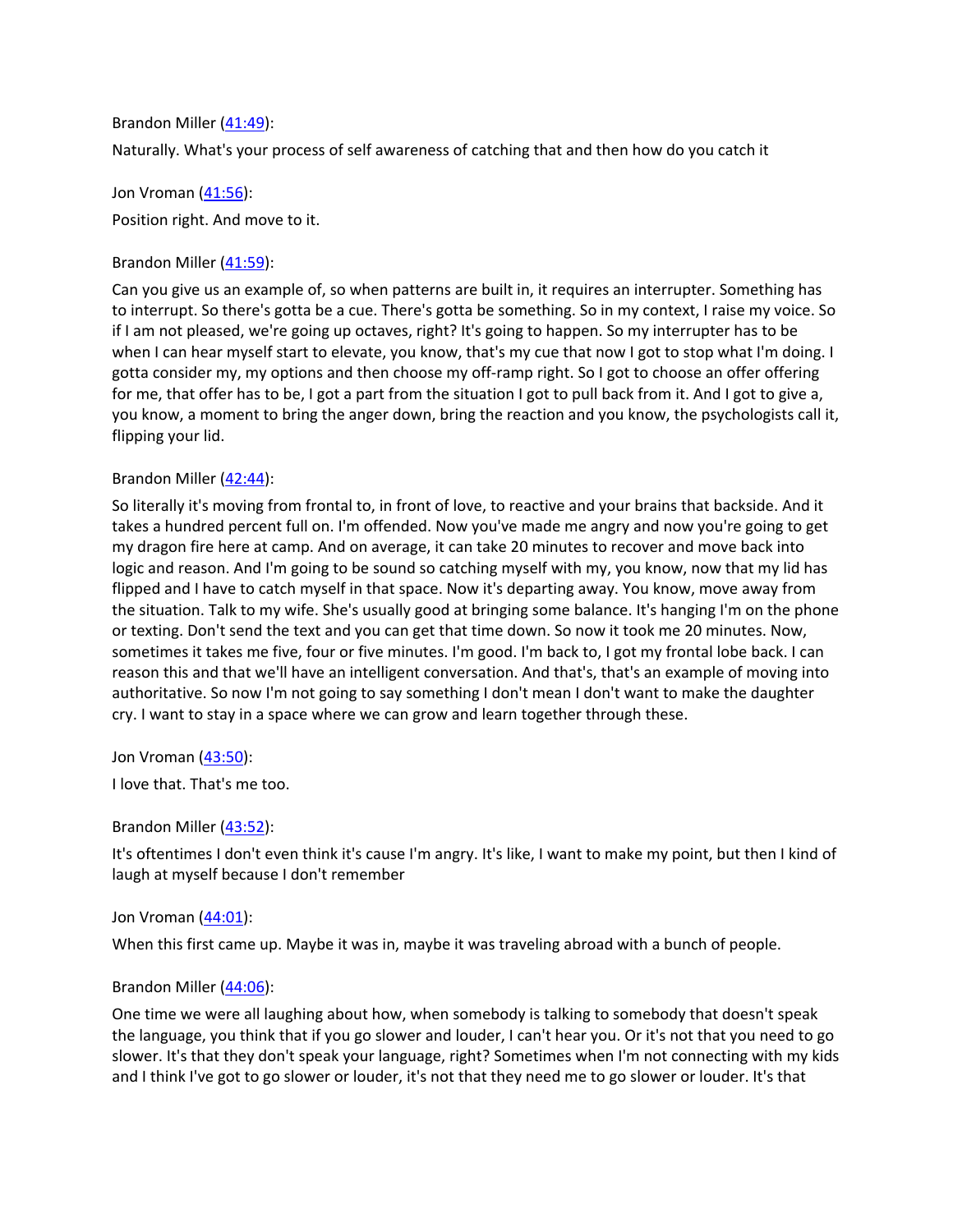Brandon Miller ([41:49](#)):

Naturally. What's your process of self awareness of catching that and then how do you catch it

Jon Vroman ([41:56](#)):

Position right. And move to it.

Brandon Miller ([41:59](#)):

Can you give us an example of, so when patterns are built in, it requires an interrupter. Something has to interrupt. So there's gotta be a cue. There's gotta be something. So in my context, I raise my voice. So if I am not pleased, we're going up octaves, right? It's going to happen. So my interrupter has to be when I can hear myself start to elevate, you know, that's my cue that now I got to stop what I'm doing. I gotta consider my, my options and then choose my off-ramp right. So I got to choose an offer offering for me, that offer has to be, I got a part from the situation I got to pull back from it. And I got to give a, you know, a moment to bring the anger down, bring the reaction and you know, the psychologists call it, flipping your lid.

Brandon Miller ([42:44](#)):

So literally it's moving from frontal to, in front of love, to reactive and your brains that backside. And it takes a hundred percent full on. I'm offended. Now you've made me angry and now you're going to get my dragon fire here at camp. And on average, it can take 20 minutes to recover and move back into logic and reason. And I'm going to be sound so catching myself with my, you know, now that my lid has flipped and I have to catch myself in that space. Now it's departing away. You know, move away from the situation. Talk to my wife. She's usually good at bringing some balance. It's hanging I'm on the phone or texting. Don't send the text and you can get that time down. So now it took me 20 minutes. Now, sometimes it takes me five, four or five minutes. I'm good. I'm back to, I got my frontal lobe back. I can reason this and that we'll have an intelligent conversation. And that's, that's an example of moving into authoritative. So now I'm not going to say something I don't mean I don't want to make the daughter cry. I want to stay in a space where we can grow and learn together through these.

Jon Vroman ([43:50](#)):

I love that. That's me too.

Brandon Miller ([43:52](#)):

It's oftentimes I don't even think it's cause I'm angry. It's like, I want to make my point, but then I kind of laugh at myself because I don't remember

Jon Vroman ([44:01](#)):

When this first came up. Maybe it was in, maybe it was traveling abroad with a bunch of people.

Brandon Miller ([44:06](#)):

One time we were all laughing about how, when somebody is talking to somebody that doesn't speak the language, you think that if you go slower and louder, I can't hear you. Or it's not that you need to go slower. It's that they don't speak your language, right? Sometimes when I'm not connecting with my kids and I think I've got to go slower or louder, it's not that they need me to go slower or louder. It's that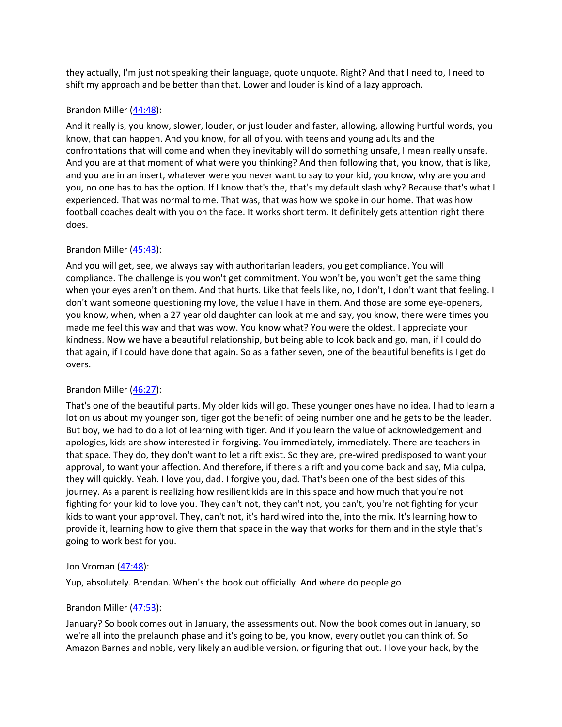they actually, I'm just not speaking their language, quote unquote. Right? And that I need to, I need to shift my approach and be better than that. Lower and louder is kind of a lazy approach.

Brandon Miller ([44:48](#)):

And it really is, you know, slower, louder, or just louder and faster, allowing, allowing hurtful words, you know, that can happen. And you know, for all of you, with teens and young adults and the confrontations that will come and when they inevitably will do something unsafe, I mean really unsafe. And you are at that moment of what were you thinking? And then following that, you know, that is like, and you are in an insert, whatever were you never want to say to your kid, you know, why are you and you, no one has to has the option. If I know that's the, that's my default slash why? Because that's what I experienced. That was normal to me. That was, that was how we spoke in our home. That was how football coaches dealt with you on the face. It works short term. It definitely gets attention right there does.

Brandon Miller ([45:43](#)):

And you will get, see, we always say with authoritarian leaders, you get compliance. You will compliance. The challenge is you won't get commitment. You won't be, you won't get the same thing when your eyes aren't on them. And that hurts. Like that feels like, no, I don't, I don't want that feeling. I don't want someone questioning my love, the value I have in them. And those are some eye-openers, you know, when, when a 27 year old daughter can look at me and say, you know, there were times you made me feel this way and that was wow. You know what? You were the oldest. I appreciate your kindness. Now we have a beautiful relationship, but being able to look back and go, man, if I could do that again, if I could have done that again. So as a father seven, one of the beautiful benefits is I get do overs.

Brandon Miller ([46:27](#)):

That's one of the beautiful parts. My older kids will go. These younger ones have no idea. I had to learn a lot on us about my younger son, tiger got the benefit of being number one and he gets to be the leader. But boy, we had to do a lot of learning with tiger. And if you learn the value of acknowledgement and apologies, kids are show interested in forgiving. You immediately, immediately. There are teachers in that space. They do, they don't want to let a rift exist. So they are, pre-wired predisposed to want your approval, to want your affection. And therefore, if there's a rift and you come back and say, Mia culpa, they will quickly. Yeah. I love you, dad. I forgive you, dad. That's been one of the best sides of this journey. As a parent is realizing how resilient kids are in this space and how much that you're not fighting for your kid to love you. They can't not, they can't not, you can't, you're not fighting for your kids to want your approval. They, can't not, it's hard wired into the, into the mix. It's learning how to provide it, learning how to give them that space in the way that works for them and in the style that's going to work best for you.

Jon Vroman ([47:48](#)):

Yup, absolutely. Brendan. When's the book out officially. And where do people go

Brandon Miller ([47:53](#)):

January? So book comes out in January, the assessments out. Now the book comes out in January, so we're all into the prelaunch phase and it's going to be, you know, every outlet you can think of. So Amazon Barnes and noble, very likely an audible version, or figuring that out. I love your hack, by the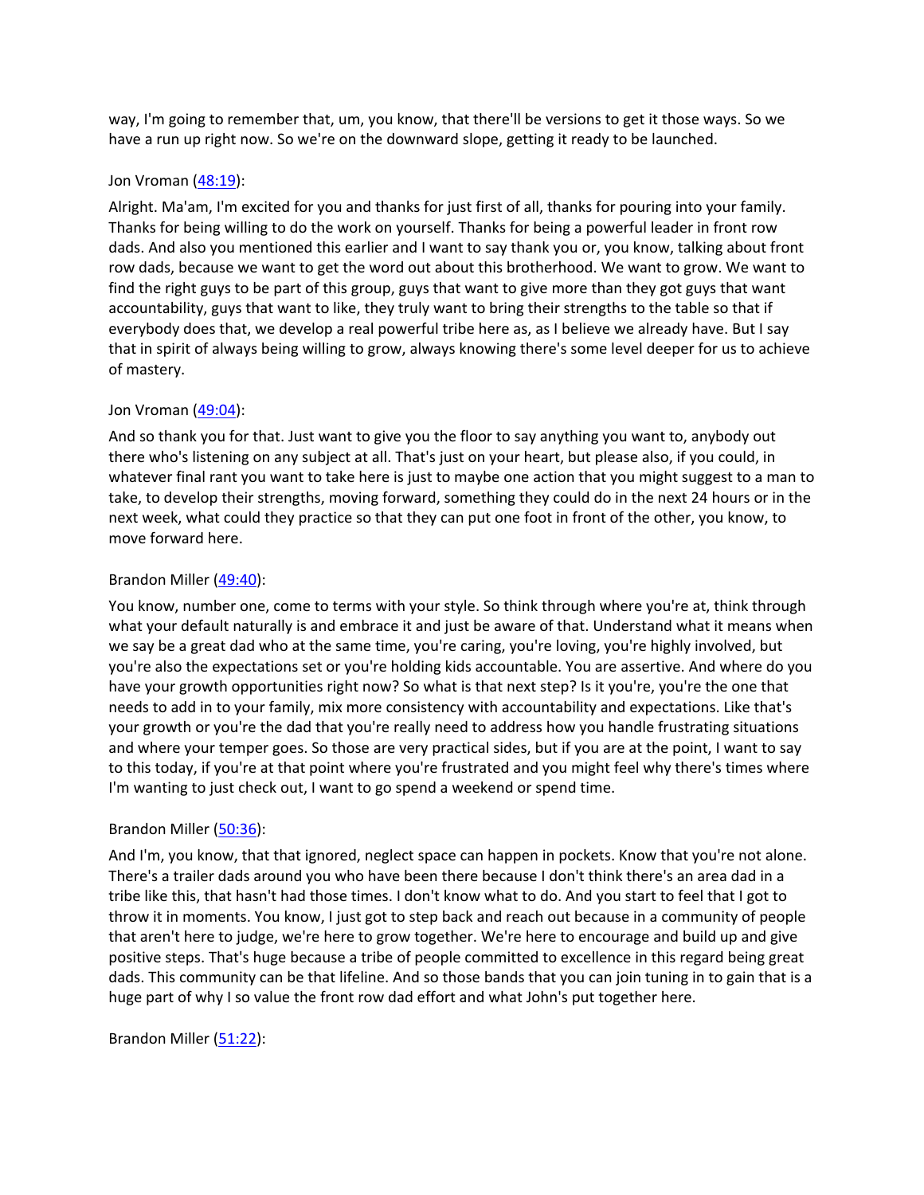way, I'm going to remember that, um, you know, that there'll be versions to get it those ways. So we have a run up right now. So we're on the downward slope, getting it ready to be launched.

Jon Vroman ([48:19]):

Alright. Ma'am, I'm excited for you and thanks for just first of all, thanks for pouring into your family. Thanks for being willing to do the work on yourself. Thanks for being a powerful leader in front row dads. And also you mentioned this earlier and I want to say thank you or, you know, talking about front row dads, because we want to get the word out about this brotherhood. We want to grow. We want to find the right guys to be part of this group, guys that want to give more than they got guys that want accountability, guys that want to like, they truly want to bring their strengths to the table so that if everybody does that, we develop a real powerful tribe here as, as I believe we already have. But I say that in spirit of always being willing to grow, always knowing there's some level deeper for us to achieve of mastery.

Jon Vroman ([49:04]):

And so thank you for that. Just want to give you the floor to say anything you want to, anybody out there who's listening on any subject at all. That's just on your heart, but please also, if you could, in whatever final rant you want to take here is just to maybe one action that you might suggest to a man to take, to develop their strengths, moving forward, something they could do in the next 24 hours or in the next week, what could they practice so that they can put one foot in front of the other, you know, to move forward here.

Brandon Miller ([49:40]):

You know, number one, come to terms with your style. So think through where you're at, think through what your default naturally is and embrace it and just be aware of that. Understand what it means when we say be a great dad who at the same time, you're caring, you're loving, you're highly involved, but you're also the expectations set or you're holding kids accountable. You are assertive. And where do you have your growth opportunities right now? So what is that next step? Is it you're, you're the one that needs to add in to your family, mix more consistency with accountability and expectations. Like that's your growth or you're the dad that you're really need to address how you handle frustrating situations and where your temper goes. So those are very practical sides, but if you are at the point, I want to say to this today, if you're at that point where you're frustrated and you might feel why there's times where I'm wanting to just check out, I want to go spend a weekend or spend time.

Brandon Miller ([50:36]):

And I'm, you know, that that ignored, neglect space can happen in pockets. Know that you're not alone. There's a trailer dads around you who have been there because I don't think there's an area dad in a tribe like this, that hasn't had those times. I don't know what to do. And you start to feel that I got to throw it in moments. You know, I just got to step back and reach out because in a community of people that aren't here to judge, we're here to grow together. We're here to encourage and build up and give positive steps. That's huge because a tribe of people committed to excellence in this regard being great dads. This community can be that lifeline. And so those bands that you can join tuning in to gain that is a huge part of why I so value the front row dad effort and what John's put together here.

Brandon Miller ([51:22]):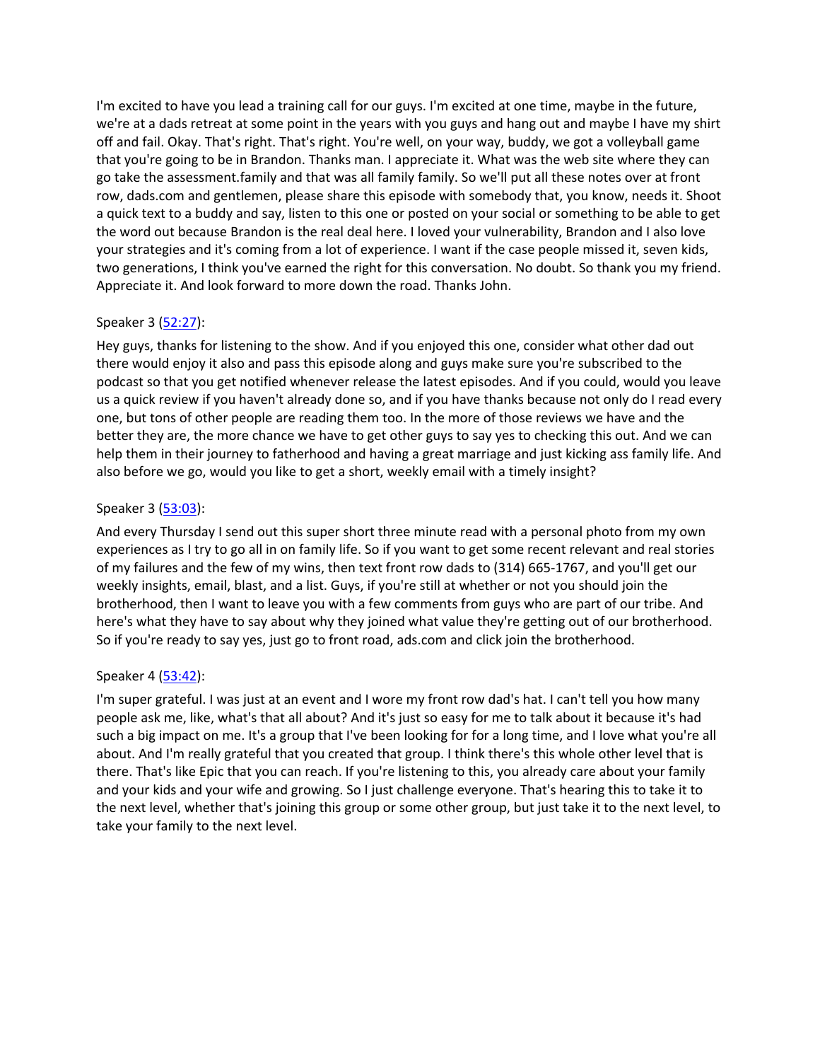I'm excited to have you lead a training call for our guys. I'm excited at one time, maybe in the future, we're at a dads retreat at some point in the years with you guys and hang out and maybe I have my shirt off and fail. Okay. That's right. That's right. You're well, on your way, buddy, we got a volleyball game that you're going to be in Brandon. Thanks man. I appreciate it. What was the web site where they can go take the assessment.family and that was all family family. So we'll put all these notes over at front row, dads.com and gentlemen, please share this episode with somebody that, you know, needs it. Shoot a quick text to a buddy and say, listen to this one or posted on your social or something to be able to get the word out because Brandon is the real deal here. I loved your vulnerability, Brandon and I also love your strategies and it's coming from a lot of experience. I want if the case people missed it, seven kids, two generations, I think you've earned the right for this conversation. No doubt. So thank you my friend. Appreciate it. And look forward to more down the road. Thanks John.

Speaker 3 ([52:27]):

Hey guys, thanks for listening to the show. And if you enjoyed this one, consider what other dad out there would enjoy it also and pass this episode along and guys make sure you're subscribed to the podcast so that you get notified whenever release the latest episodes. And if you could, would you leave us a quick review if you haven't already done so, and if you have thanks because not only do I read every one, but tons of other people are reading them too. In the more of those reviews we have and the better they are, the more chance we have to get other guys to say yes to checking this out. And we can help them in their journey to fatherhood and having a great marriage and just kicking ass family life. And also before we go, would you like to get a short, weekly email with a timely insight?

Speaker 3 ([53:03]):

And every Thursday I send out this super short three minute read with a personal photo from my own experiences as I try to go all in on family life. So if you want to get some recent relevant and real stories of my failures and the few of my wins, then text front row dads to (314) 665-1767, and you'll get our weekly insights, email, blast, and a list. Guys, if you're still at whether or not you should join the brotherhood, then I want to leave you with a few comments from guys who are part of our tribe. And here's what they have to say about why they joined what value they're getting out of our brotherhood. So if you're ready to say yes, just go to front road, ads.com and click join the brotherhood.

Speaker 4 ([53:42]):

I'm super grateful. I was just at an event and I wore my front row dad's hat. I can't tell you how many people ask me, like, what's that all about? And it's just so easy for me to talk about it because it's had such a big impact on me. It's a group that I've been looking for for a long time, and I love what you're all about. And I'm really grateful that you created that group. I think there's this whole other level that is there. That's like Epic that you can reach. If you're listening to this, you already care about your family and your kids and your wife and growing. So I just challenge everyone. That's hearing this to take it to the next level, whether that's joining this group or some other group, but just take it to the next level, to take your family to the next level.